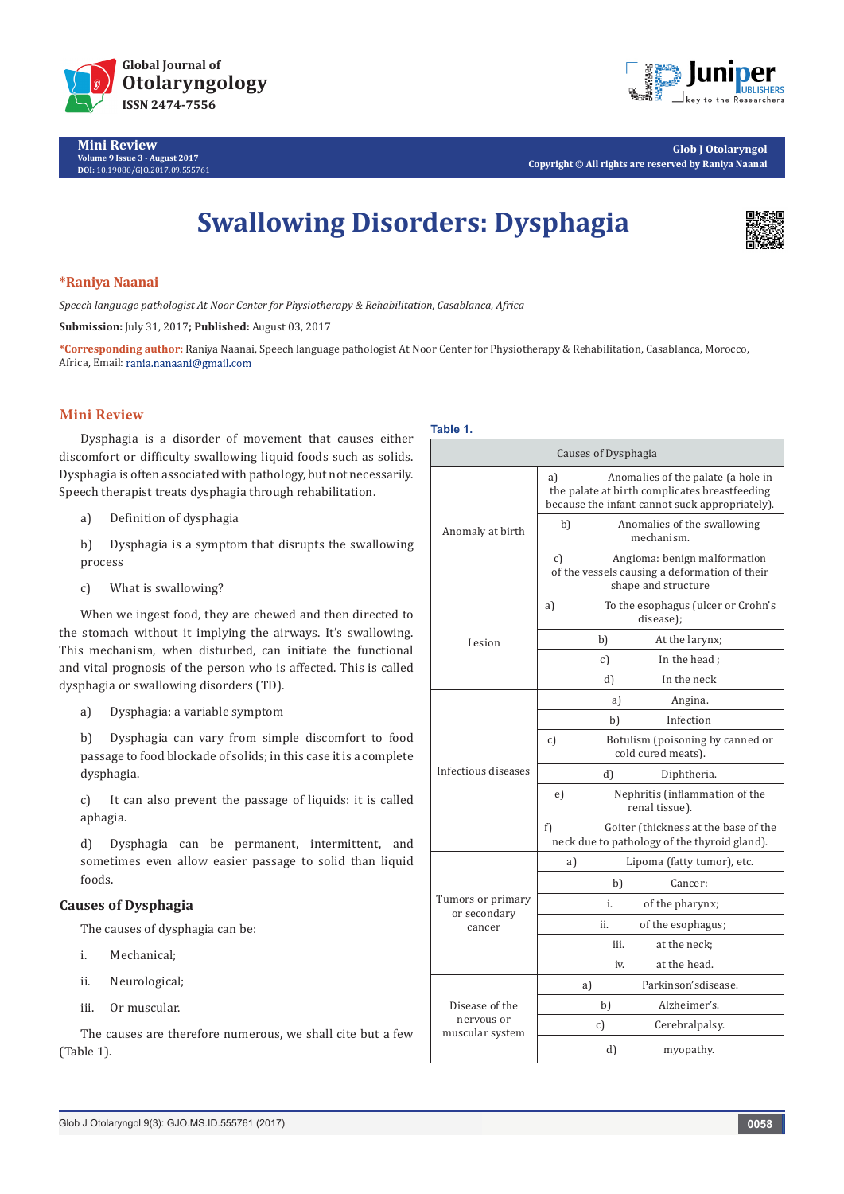Mini Review
Volume 9 Issue 3 - August 2017
DOI: 10.19080/GJO.2017.09.555761

Glob J Otolaryngol
Copyright © All rights are reserved by Raniya Naanai

# Swallowing Disorders: Dysphagia

**\*Raniya Naanai**

*Speech language pathologist At Noor Center for Physiotherapy & Rehabilitation, Casablanca, Africa*

**Submission:** July 31, 2017**; Published:** August 03, 2017

**\*Corresponding author:** Raniya Naanai, Speech language pathologist At Noor Center for Physiotherapy & Rehabilitation, Casablanca, Morocco, Africa, Email: rania.nanaani@gmail.com

## Mini Review

Dysphagia is a disorder of movement that causes either discomfort or difficulty swallowing liquid foods such as solids. Dysphagia is often associated with pathology, but not necessarily. Speech therapist treats dysphagia through rehabilitation.

a) Definition of dysphagia

b) Dysphagia is a symptom that disrupts the swallowing process

c) What is swallowing?

When we ingest food, they are chewed and then directed to the stomach without it implying the airways. It's swallowing. This mechanism, when disturbed, can initiate the functional and vital prognosis of the person who is affected. This is called dysphagia or swallowing disorders (TD).

a) Dysphagia: a variable symptom

b) Dysphagia can vary from simple discomfort to food passage to food blockade of solids; in this case it is a complete dysphagia.

c) It can also prevent the passage of liquids: it is called aphagia.

d) Dysphagia can be permanent, intermittent, and sometimes even allow easier passage to solid than liquid foods.

### Causes of Dysphagia

The causes of dysphagia can be:

i. Mechanical;

ii. Neurological;

iii. Or muscular.

The causes are therefore numerous, we shall cite but a few (Table 1).

**Table 1.**

| Causes of Dysphagia | |
|---|---|
| Anomaly at birth | a) Anomalies of the palate (a hole in the palate at birth complicates breastfeeding because the infant cannot suck appropriately). |
| | b) Anomalies of the swallowing mechanism. |
| | c) Angioma: benign malformation of the vessels causing a deformation of their shape and structure |
| Lesion | a) To the esophagus (ulcer or Crohn's disease); |
| | b) At the larynx; |
| | c) In the head ; |
| | d) In the neck |
| Infectious diseases | a) Angina. |
| | b) Infection |
| | c) Botulism (poisoning by canned or cold cured meats). |
| | d) Diphtheria. |
| | e) Nephritis (inflammation of the renal tissue). |
| | f) Goiter (thickness at the base of the neck due to pathology of the thyroid gland). |
| Tumors or primary or secondary cancer | a) Lipoma (fatty tumor), etc. |
| | b) Cancer: |
| | i. of the pharynx; |
| | ii. of the esophagus; |
| | iii. at the neck; |
| | iv. at the head. |
| Disease of the nervous or muscular system | a) Parkinson'sdisease. |
| | b) Alzheimer's. |
| | c) Cerebralpalsy. |
| | d) myopathy. |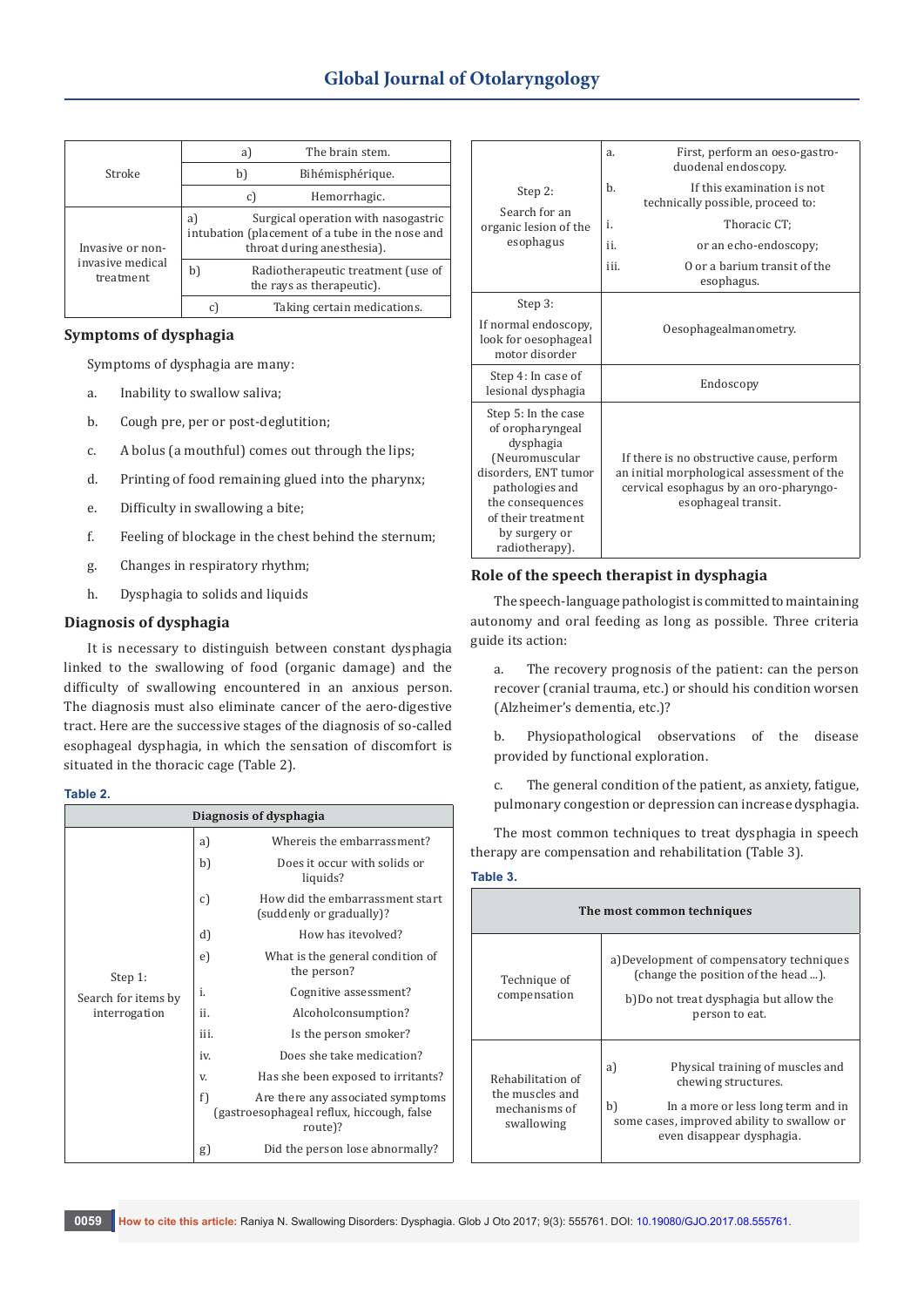| Stroke | a) The brain stem. |
|---|---|
| | b) Bihémisphérique. |
| | c) Hemorrhagic. |
| Invasive or non-invasive medical treatment | a) Surgical operation with nasogastric intubation (placement of a tube in the nose and throat during anesthesia). |
| | b) Radiotherapeutic treatment (use of the rays as therapeutic). |
| | c) Taking certain medications. |

## Symptoms of dysphagia

Symptoms of dysphagia are many:

a. Inability to swallow saliva;

b. Cough pre, per or post-deglutition;

c. A bolus (a mouthful) comes out through the lips;

d. Printing of food remaining glued into the pharynx;

e. Difficulty in swallowing a bite;

f. Feeling of blockage in the chest behind the sternum;

g. Changes in respiratory rhythm;

h. Dysphagia to solids and liquids

## Diagnosis of dysphagia

It is necessary to distinguish between constant dysphagia linked to the swallowing of food (organic damage) and the difficulty of swallowing encountered in an anxious person. The diagnosis must also eliminate cancer of the aero-digestive tract. Here are the successive stages of the diagnosis of so-called esophageal dysphagia, in which the sensation of discomfort is situated in the thoracic cage (Table 2).

**Table 2.**

| Diagnosis of dysphagia | |
|---|---|
| Step 1: Search for items by interrogation | a) Whereis the embarrassment? |
| | b) Does it occur with solids or liquids? |
| | c) How did the embarrassment start (suddenly or gradually)? |
| | d) How has itevolved? |
| | e) What is the general condition of the person? |
| | i. Cognitive assessment? |
| | ii. Alcoholconsumption? |
| | iii. Is the person smoker? |
| | iv. Does she take medication? |
| | v. Has she been exposed to irritants? |
| | f) Are there any associated symptoms (gastroesophageal reflux, hiccough, false route)? |
| | g) Did the person lose abnormally? |
| Step 2: Search for an organic lesion of the esophagus | a. First, perform an oeso-gastro-duodenal endoscopy. |
| | b. If this examination is not technically possible, proceed to: |
| | i. Thoracic CT; |
| | ii. or an echo-endoscopy; |
| | iii. O or a barium transit of the esophagus. |
| Step 3: If normal endoscopy, look for oesophageal motor disorder | Oesophagealmanometry. |
| Step 4: In case of lesional dysphagia | Endoscopy |
| Step 5: In the case of oropharyngeal dysphagia (Neuromuscular disorders, ENT tumor pathologies and the consequences of their treatment by surgery or radiotherapy). | If there is no obstructive cause, perform an initial morphological assessment of the cervical esophagus by an oro-pharyngo-esophageal transit. |

## Role of the speech therapist in dysphagia

The speech-language pathologist is committed to maintaining autonomy and oral feeding as long as possible. Three criteria guide its action:

a. The recovery prognosis of the patient: can the person recover (cranial trauma, etc.) or should his condition worsen (Alzheimer's dementia, etc.)?

b. Physiopathological observations of the disease provided by functional exploration.

c. The general condition of the patient, as anxiety, fatigue, pulmonary congestion or depression can increase dysphagia.

The most common techniques to treat dysphagia in speech therapy are compensation and rehabilitation (Table 3).

**Table 3.**

| The most common techniques | |
|---|---|
| Technique of compensation | a) Development of compensatory techniques (change the position of the head ...). b) Do not treat dysphagia but allow the person to eat. |
| Rehabilitation of the muscles and mechanisms of swallowing | a) Physical training of muscles and chewing structures. b) In a more or less long term and in some cases, improved ability to swallow or even disappear dysphagia. |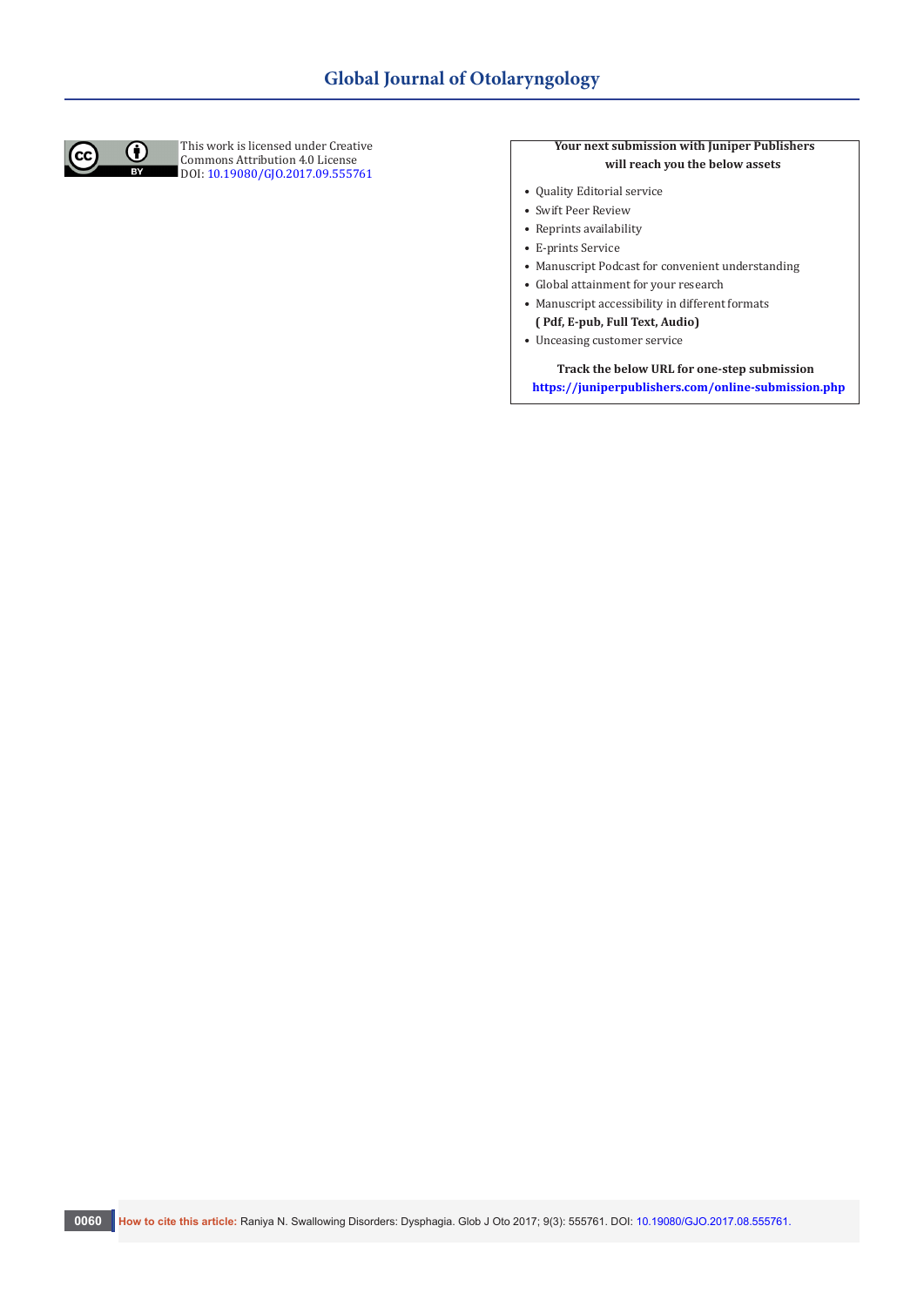This work is licensed under Creative Commons Attribution 4.0 License
DOI: 10.19080/GJO.2017.09.555761

**Your next submission with Juniper Publishers will reach you the below assets**

- Quality Editorial service
- Swift Peer Review
- Reprints availability
- E-prints Service
- Manuscript Podcast for convenient understanding
- Global attainment for your research
- Manuscript accessibility in different formats
  **( Pdf, E-pub, Full Text, Audio)**
- Unceasing customer service

**Track the below URL for one-step submission**
**https://juniperpublishers.com/online-submission.php**